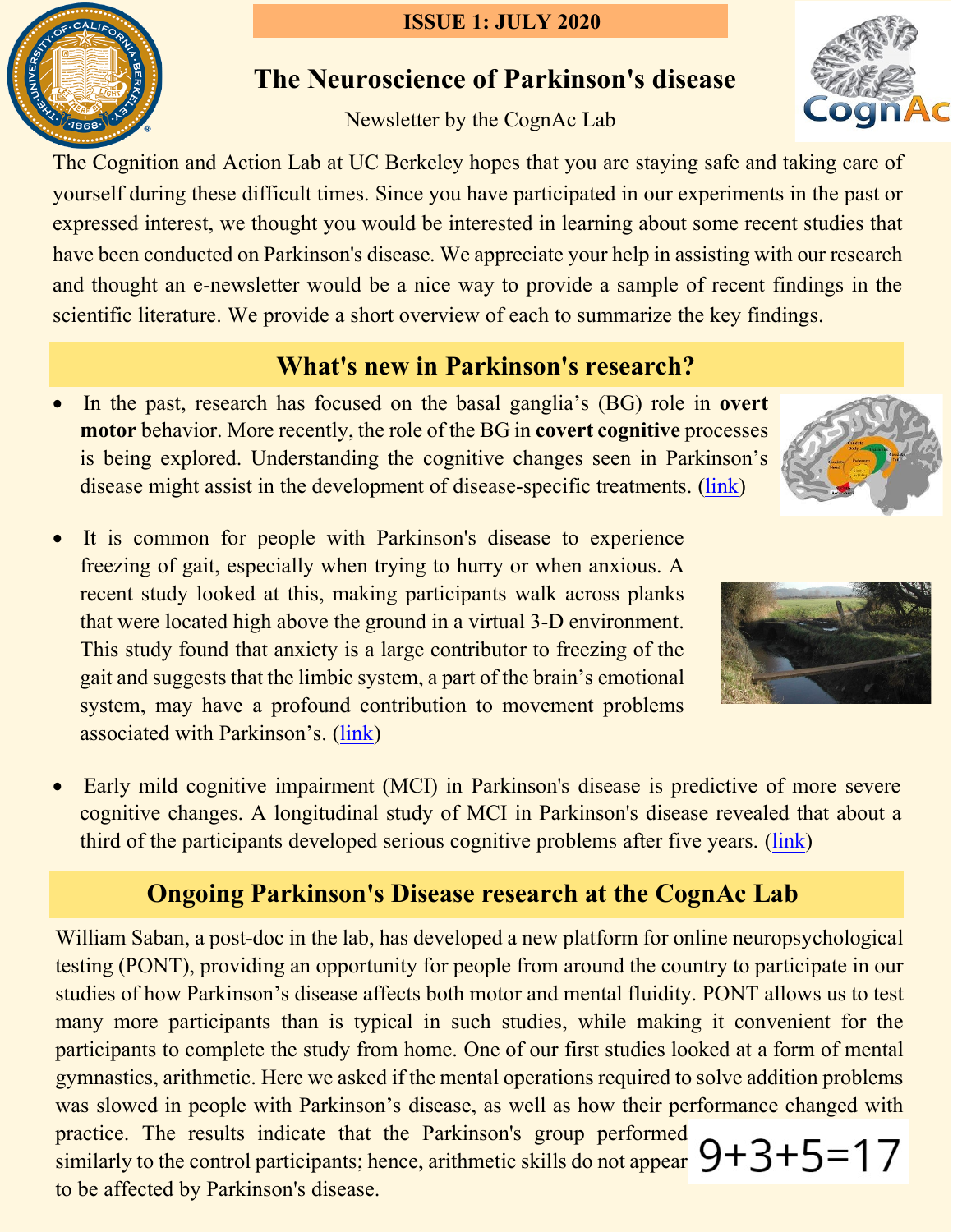**ISSUE 1: JULY 2020**

# The Neuroscience of Parkinson's disease

Newsletter by the CognAc Lab

The Cognition and Action Lab at UC Berkeley hopes that you are staying safe and taking care of yourself during these difficult times. Since you have participated in our experiments in the past or expressed interest, we thought you would be interested in learning about some recent studies that have been conducted on Parkinson's disease. We appreciate your help in assisting with our research and thought an e-newsletter would be a nice way to provide a sample of recent findings in the scientific literature. We provide a short overview of each to summarize the key findings.

## What's new in Parkinson's research?

- In the past, research has focused on the basal ganglia's (BG) role in **overt motor** behavior. More recently, the role of the BG in **covert cognitive** processes is being explored. Understanding the cognitive changes seen in Parkinson's disease might assist in the development of disease-specific treatments. (link)
- It is common for people with Parkinson's disease to experience freezing of gait, especially when trying to hurry or when anxious. A recent study looked at this, making participants walk across planks that were located high above the ground in a virtual 3-D environment. This study found that anxiety is a large contributor to freezing of the gait and suggests that the limbic system, a part of the brain's emotional system, may have a profound contribution to movement problems associated with Parkinson's. (link)
- Early mild cognitive impairment (MCI) in Parkinson's disease is predictive of more severe cognitive changes. A longitudinal study of MCI in Parkinson's disease revealed that about a third of the participants developed serious cognitive problems after five years. (link)

## Ongoing Parkinson's Disease research at the CognAc Lab

William Saban, a post-doc in the lab, has developed a new platform for online neuropsychological testing (PONT), providing an opportunity for people from around the country to participate in our studies of how Parkinson's disease affects both motor and mental fluidity. PONT allows us to test many more participants than is typical in such studies, while making it convenient for the participants to complete the study from home. One of our first studies looked at a form of mental gymnastics, arithmetic. Here we asked if the mental operations required to solve addition problems was slowed in people with Parkinson's disease, as well as how their performance changed with practice. The results indicate that the Parkinson's group performed similarly to the control participants; hence, arithmetic skills do not appear to be affected by Parkinson's disease.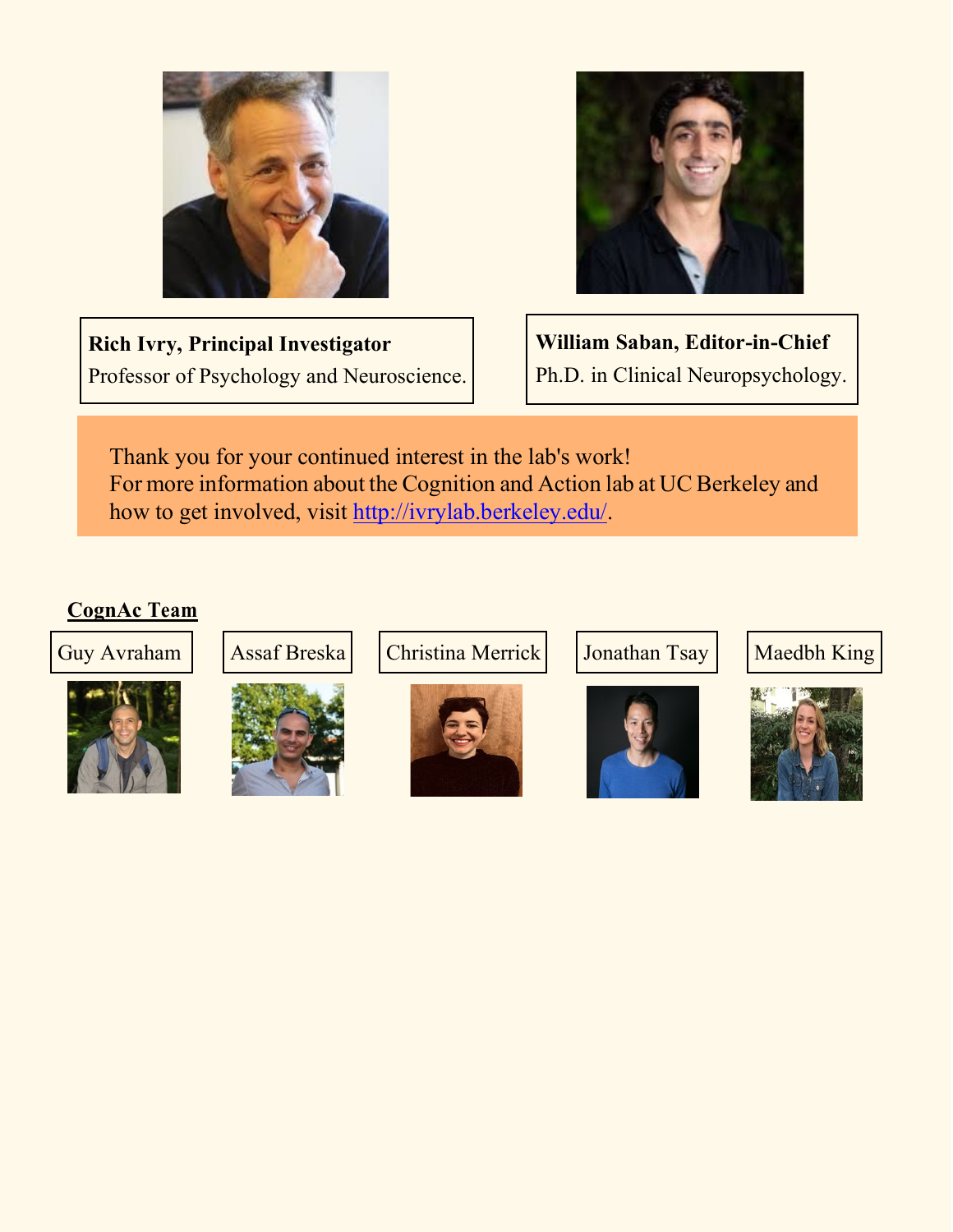**Rich Ivry, Principal Investigator**
Professor of Psychology and Neuroscience.

**William Saban, Editor-in-Chief**
Ph.D. in Clinical Neuropsychology.

Thank you for your continued interest in the lab's work!
For more information about the Cognition and Action lab at UC Berkeley and how to get involved, visit [http://ivrylab.berkeley.edu/](http://ivrylab.berkeley.edu/).

**CognAc Team**

Guy Avraham

Assaf Breska

Christina Merrick

Jonathan Tsay

Maedbh King